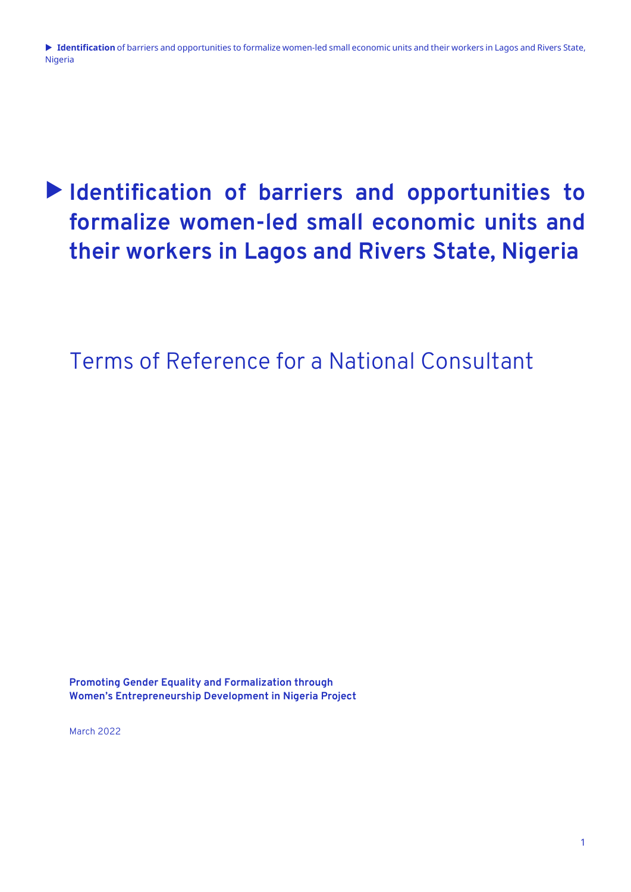# Identification of barriers and opportunities to formalize women-led small economic units and their workers in Lagos and Rivers State, Nigeria

## Terms of Reference for a National Consultant

**Promoting Gender Equality and Formalization through Women's Entrepreneurship Development in Nigeria Project**

March 2022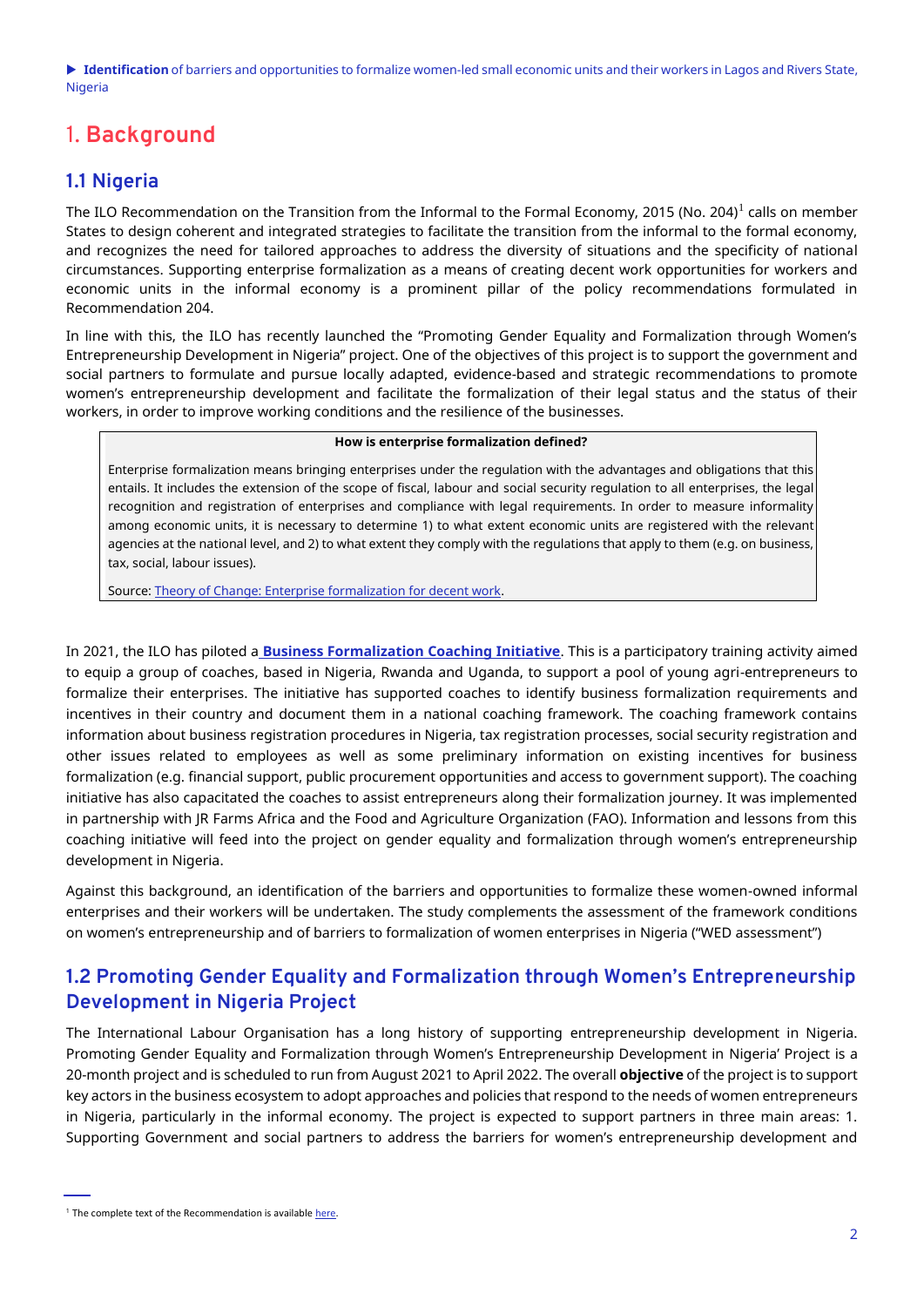# 1. Background

## 1.1 Nigeria

The ILO Recommendation on the Transition from the Informal to the Formal Economy, 2015 (No. 204)[1] calls on member States to design coherent and integrated strategies to facilitate the transition from the informal to the formal economy, and recognizes the need for tailored approaches to address the diversity of situations and the specificity of national circumstances. Supporting enterprise formalization as a means of creating decent work opportunities for workers and economic units in the informal economy is a prominent pillar of the policy recommendations formulated in Recommendation 204.

In line with this, the ILO has recently launched the "Promoting Gender Equality and Formalization through Women's Entrepreneurship Development in Nigeria" project. One of the objectives of this project is to support the government and social partners to formulate and pursue locally adapted, evidence-based and strategic recommendations to promote women's entrepreneurship development and facilitate the formalization of their legal status and the status of their workers, in order to improve working conditions and the resilience of the businesses.

> **How is enterprise formalization defined?**
>
> Enterprise formalization means bringing enterprises under the regulation with the advantages and obligations that this entails. It includes the extension of the scope of fiscal, labour and social security regulation to all enterprises, the legal recognition and registration of enterprises and compliance with legal requirements. In order to measure informality among economic units, it is necessary to determine 1) to what extent economic units are registered with the relevant agencies at the national level, and 2) to what extent they comply with the regulations that apply to them (e.g. on business, tax, social, labour issues).
>
> Source: Theory of Change: Enterprise formalization for decent work.

In 2021, the ILO has piloted a **Business Formalization Coaching Initiative**. This is a participatory training activity aimed to equip a group of coaches, based in Nigeria, Rwanda and Uganda, to support a pool of young agri-entrepreneurs to formalize their enterprises. The initiative has supported coaches to identify business formalization requirements and incentives in their country and document them in a national coaching framework. The coaching framework contains information about business registration procedures in Nigeria, tax registration processes, social security registration and other issues related to employees as well as some preliminary information on existing incentives for business formalization (e.g. financial support, public procurement opportunities and access to government support). The coaching initiative has also capacitated the coaches to assist entrepreneurs along their formalization journey. It was implemented in partnership with JR Farms Africa and the Food and Agriculture Organization (FAO). Information and lessons from this coaching initiative will feed into the project on gender equality and formalization through women's entrepreneurship development in Nigeria.

Against this background, an identification of the barriers and opportunities to formalize these women-owned informal enterprises and their workers will be undertaken. The study complements the assessment of the framework conditions on women's entrepreneurship and of barriers to formalization of women enterprises in Nigeria ("WED assessment")

## 1.2 Promoting Gender Equality and Formalization through Women's Entrepreneurship Development in Nigeria Project

The International Labour Organisation has a long history of supporting entrepreneurship development in Nigeria. Promoting Gender Equality and Formalization through Women's Entrepreneurship Development in Nigeria' Project is a 20-month project and is scheduled to run from August 2021 to April 2022. The overall **objective** of the project is to support key actors in the business ecosystem to adopt approaches and policies that respond to the needs of women entrepreneurs in Nigeria, particularly in the informal economy. The project is expected to support partners in three main areas: 1. Supporting Government and social partners to address the barriers for women's entrepreneurship development and

[1] The complete text of the Recommendation is available here.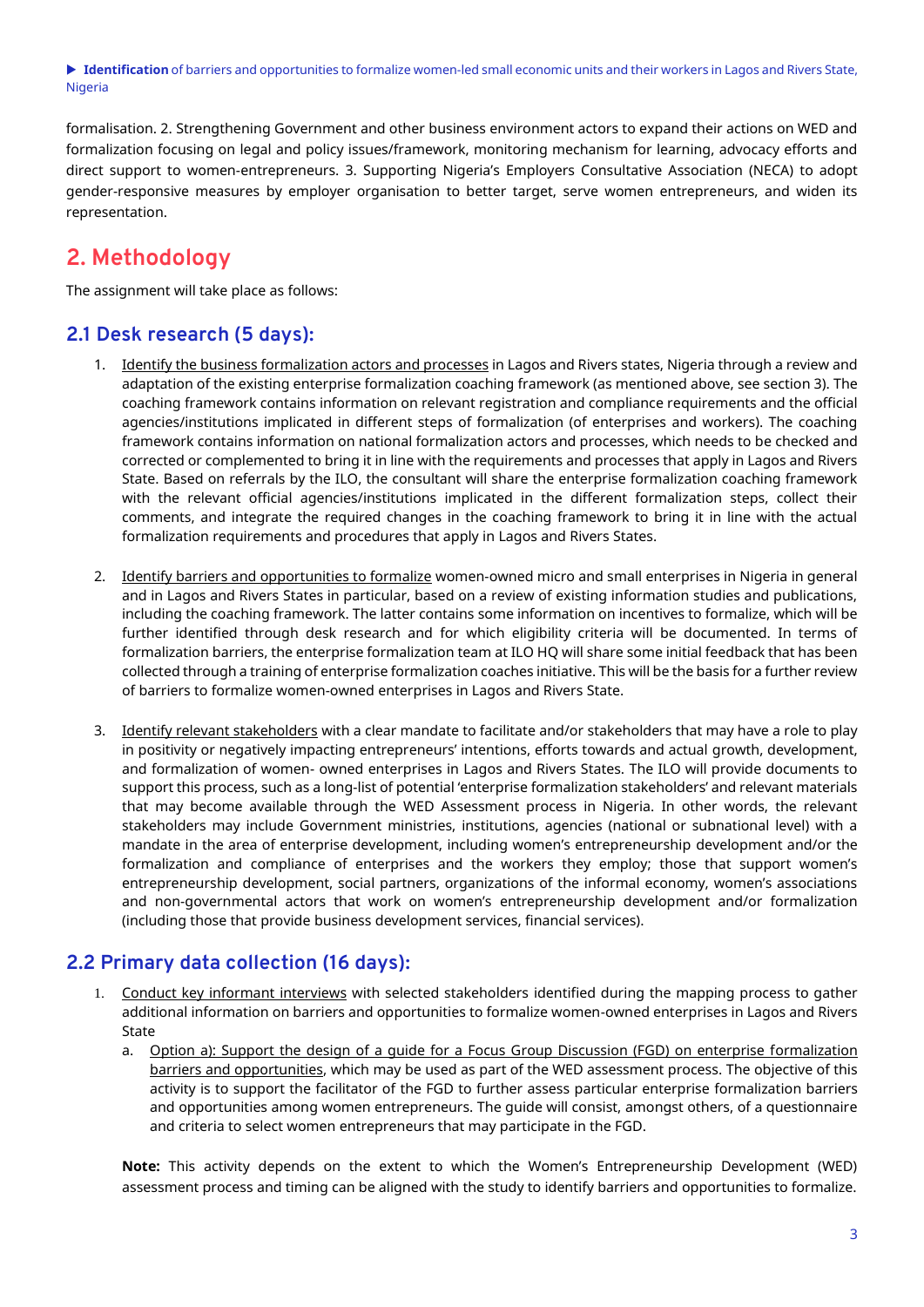formalisation. 2. Strengthening Government and other business environment actors to expand their actions on WED and formalization focusing on legal and policy issues/framework, monitoring mechanism for learning, advocacy efforts and direct support to women-entrepreneurs. 3. Supporting Nigeria's Employers Consultative Association (NECA) to adopt gender-responsive measures by employer organisation to better target, serve women entrepreneurs, and widen its representation.

## 2. Methodology

The assignment will take place as follows:

### 2.1 Desk research (5 days):

1. Identify the business formalization actors and processes in Lagos and Rivers states, Nigeria through a review and adaptation of the existing enterprise formalization coaching framework (as mentioned above, see section 3). The coaching framework contains information on relevant registration and compliance requirements and the official agencies/institutions implicated in different steps of formalization (of enterprises and workers). The coaching framework contains information on national formalization actors and processes, which needs to be checked and corrected or complemented to bring it in line with the requirements and processes that apply in Lagos and Rivers State. Based on referrals by the ILO, the consultant will share the enterprise formalization coaching framework with the relevant official agencies/institutions implicated in the different formalization steps, collect their comments, and integrate the required changes in the coaching framework to bring it in line with the actual formalization requirements and procedures that apply in Lagos and Rivers States.

2. Identify barriers and opportunities to formalize women-owned micro and small enterprises in Nigeria in general and in Lagos and Rivers States in particular, based on a review of existing information studies and publications, including the coaching framework. The latter contains some information on incentives to formalize, which will be further identified through desk research and for which eligibility criteria will be documented. In terms of formalization barriers, the enterprise formalization team at ILO HQ will share some initial feedback that has been collected through a training of enterprise formalization coaches initiative. This will be the basis for a further review of barriers to formalize women-owned enterprises in Lagos and Rivers State.

3. Identify relevant stakeholders with a clear mandate to facilitate and/or stakeholders that may have a role to play in positivity or negatively impacting entrepreneurs' intentions, efforts towards and actual growth, development, and formalization of women- owned enterprises in Lagos and Rivers States. The ILO will provide documents to support this process, such as a long-list of potential 'enterprise formalization stakeholders' and relevant materials that may become available through the WED Assessment process in Nigeria. In other words, the relevant stakeholders may include Government ministries, institutions, agencies (national or subnational level) with a mandate in the area of enterprise development, including women's entrepreneurship development and/or the formalization and compliance of enterprises and the workers they employ; those that support women's entrepreneurship development, social partners, organizations of the informal economy, women's associations and non-governmental actors that work on women's entrepreneurship development and/or formalization (including those that provide business development services, financial services).

### 2.2 Primary data collection (16 days):

1. Conduct key informant interviews with selected stakeholders identified during the mapping process to gather additional information on barriers and opportunities to formalize women-owned enterprises in Lagos and Rivers State
   a. Option a): Support the design of a guide for a Focus Group Discussion (FGD) on enterprise formalization barriers and opportunities, which may be used as part of the WED assessment process. The objective of this activity is to support the facilitator of the FGD to further assess particular enterprise formalization barriers and opportunities among women entrepreneurs. The guide will consist, amongst others, of a questionnaire and criteria to select women entrepreneurs that may participate in the FGD.

   **Note:** This activity depends on the extent to which the Women's Entrepreneurship Development (WED) assessment process and timing can be aligned with the study to identify barriers and opportunities to formalize.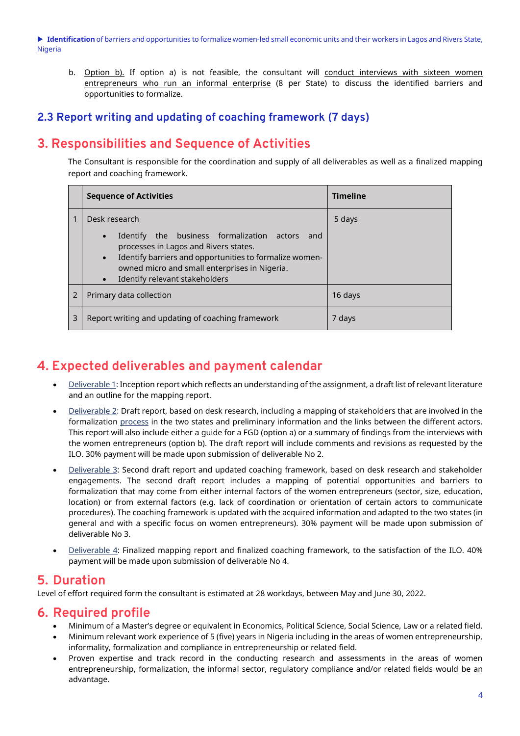b. Option b). If option a) is not feasible, the consultant will conduct interviews with sixteen women entrepreneurs who run an informal enterprise (8 per State) to discuss the identified barriers and opportunities to formalize.

### 2.3 Report writing and updating of coaching framework (7 days)

## 3. Responsibilities and Sequence of Activities

The Consultant is responsible for the coordination and supply of all deliverables as well as a finalized mapping report and coaching framework.

| | **Sequence of Activities** | **Timeline** |
|---|---|---|
| 1 | Desk research<br>• Identify the business formalization actors and processes in Lagos and Rivers states.<br>• Identify barriers and opportunities to formalize women-owned micro and small enterprises in Nigeria.<br>• Identify relevant stakeholders | 5 days |
| 2 | Primary data collection | 16 days |
| 3 | Report writing and updating of coaching framework | 7 days |

## 4. Expected deliverables and payment calendar

- Deliverable 1: Inception report which reflects an understanding of the assignment, a draft list of relevant literature and an outline for the mapping report.
- Deliverable 2: Draft report, based on desk research, including a mapping of stakeholders that are involved in the formalization process in the two states and preliminary information and the links between the different actors. This report will also include either a guide for a FGD (option a) or a summary of findings from the interviews with the women entrepreneurs (option b). The draft report will include comments and revisions as requested by the ILO. 30% payment will be made upon submission of deliverable No 2.
- Deliverable 3: Second draft report and updated coaching framework, based on desk research and stakeholder engagements. The second draft report includes a mapping of potential opportunities and barriers to formalization that may come from either internal factors of the women entrepreneurs (sector, size, education, location) or from external factors (e.g. lack of coordination or orientation of certain actors to communicate procedures). The coaching framework is updated with the acquired information and adapted to the two states (in general and with a specific focus on women entrepreneurs). 30% payment will be made upon submission of deliverable No 3.
- Deliverable 4: Finalized mapping report and finalized coaching framework, to the satisfaction of the ILO. 40% payment will be made upon submission of deliverable No 4.

## 5. Duration

Level of effort required form the consultant is estimated at 28 workdays, between May and June 30, 2022.

## 6. Required profile

- Minimum of a Master's degree or equivalent in Economics, Political Science, Social Science, Law or a related field.
- Minimum relevant work experience of 5 (five) years in Nigeria including in the areas of women entrepreneurship, informality, formalization and compliance in entrepreneurship or related field.
- Proven expertise and track record in the conducting research and assessments in the areas of women entrepreneurship, formalization, the informal sector, regulatory compliance and/or related fields would be an advantage.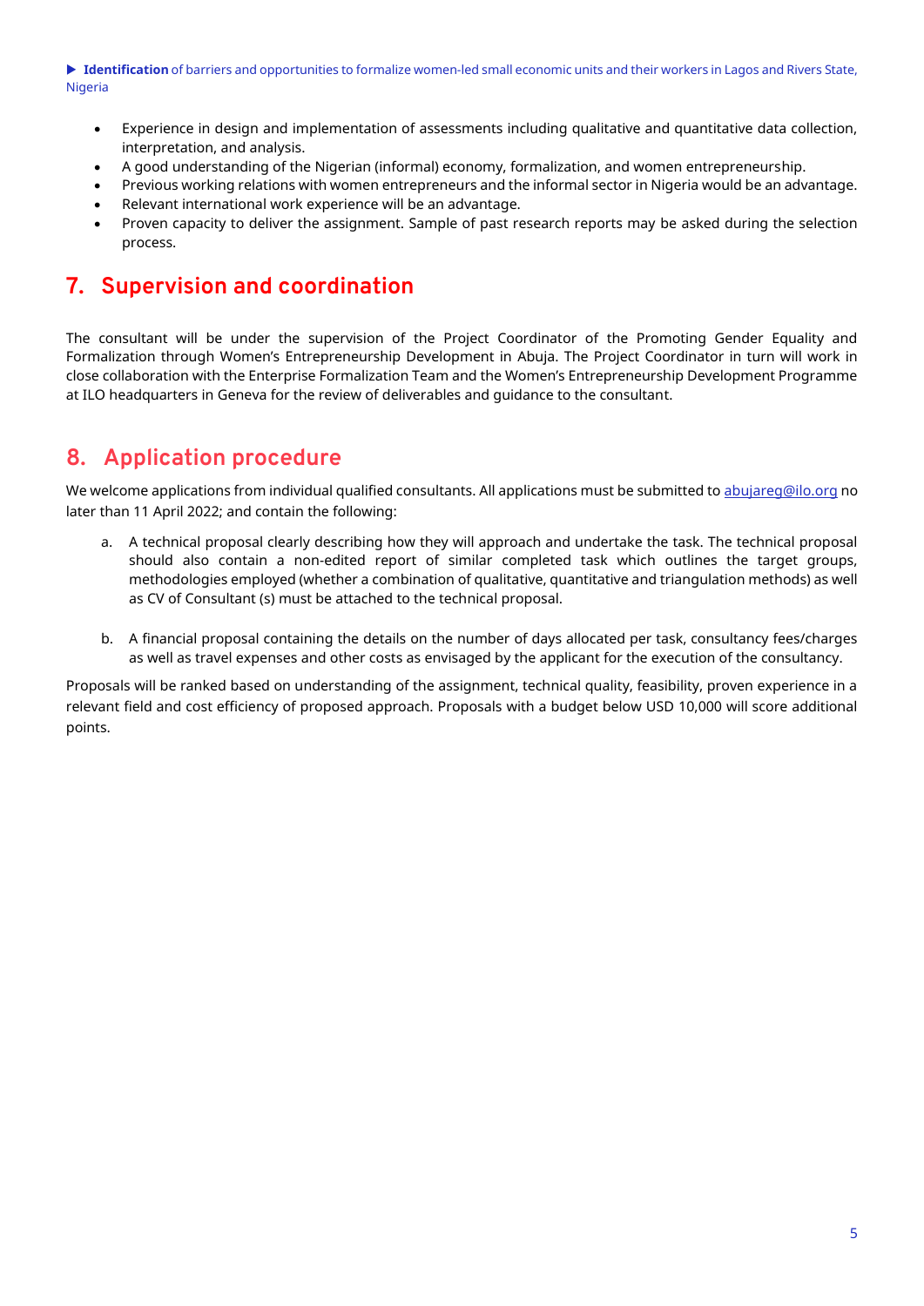- Experience in design and implementation of assessments including qualitative and quantitative data collection, interpretation, and analysis.
- A good understanding of the Nigerian (informal) economy, formalization, and women entrepreneurship.
- Previous working relations with women entrepreneurs and the informal sector in Nigeria would be an advantage.
- Relevant international work experience will be an advantage.
- Proven capacity to deliver the assignment. Sample of past research reports may be asked during the selection process.

## 7. Supervision and coordination

The consultant will be under the supervision of the Project Coordinator of the Promoting Gender Equality and Formalization through Women's Entrepreneurship Development in Abuja. The Project Coordinator in turn will work in close collaboration with the Enterprise Formalization Team and the Women's Entrepreneurship Development Programme at ILO headquarters in Geneva for the review of deliverables and guidance to the consultant.

## 8. Application procedure

We welcome applications from individual qualified consultants. All applications must be submitted to abujareg@ilo.org no later than 11 April 2022; and contain the following:

a. A technical proposal clearly describing how they will approach and undertake the task. The technical proposal should also contain a non-edited report of similar completed task which outlines the target groups, methodologies employed (whether a combination of qualitative, quantitative and triangulation methods) as well as CV of Consultant (s) must be attached to the technical proposal.

b. A financial proposal containing the details on the number of days allocated per task, consultancy fees/charges as well as travel expenses and other costs as envisaged by the applicant for the execution of the consultancy.

Proposals will be ranked based on understanding of the assignment, technical quality, feasibility, proven experience in a relevant field and cost efficiency of proposed approach. Proposals with a budget below USD 10,000 will score additional points.